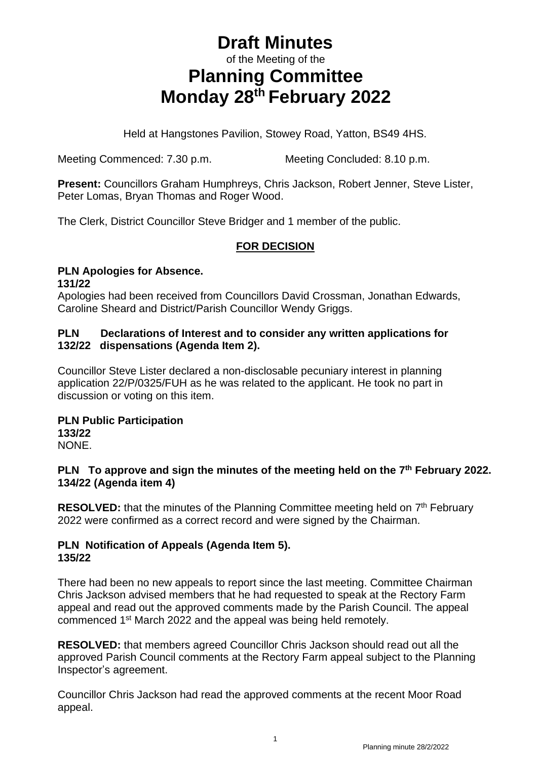# Draft Minutes

of the Meeting of the

# Planning Committee

# Monday 28th February 2022

Held at Hangstones Pavilion, Stowey Road, Yatton, BS49 4HS.

Meeting Commenced: 7.30 p.m. Meeting Concluded: 8.10 p.m.

**Present:** Councillors Graham Humphreys, Chris Jackson, Robert Jenner, Steve Lister, Peter Lomas, Bryan Thomas and Roger Wood.

The Clerk, District Councillor Steve Bridger and 1 member of the public.

**FOR DECISION**

**PLN 131/22 Apologies for Absence.**

Apologies had been received from Councillors David Crossman, Jonathan Edwards, Caroline Sheard and District/Parish Councillor Wendy Griggs.

**PLN 132/22 Declarations of Interest and to consider any written applications for dispensations (Agenda Item 2).**

Councillor Steve Lister declared a non-disclosable pecuniary interest in planning application 22/P/0325/FUH as he was related to the applicant. He took no part in discussion or voting on this item.

**PLN 133/22 Public Participation**

NONE.

**PLN 134/22 To approve and sign the minutes of the meeting held on the 7th February 2022. (Agenda item 4)**

**RESOLVED:** that the minutes of the Planning Committee meeting held on 7th February 2022 were confirmed as a correct record and were signed by the Chairman.

**PLN 135/22 Notification of Appeals (Agenda Item 5).**

There had been no new appeals to report since the last meeting. Committee Chairman Chris Jackson advised members that he had requested to speak at the Rectory Farm appeal and read out the approved comments made by the Parish Council. The appeal commenced 1st March 2022 and the appeal was being held remotely.

**RESOLVED:** that members agreed Councillor Chris Jackson should read out all the approved Parish Council comments at the Rectory Farm appeal subject to the Planning Inspector's agreement.

Councillor Chris Jackson had read the approved comments at the recent Moor Road appeal.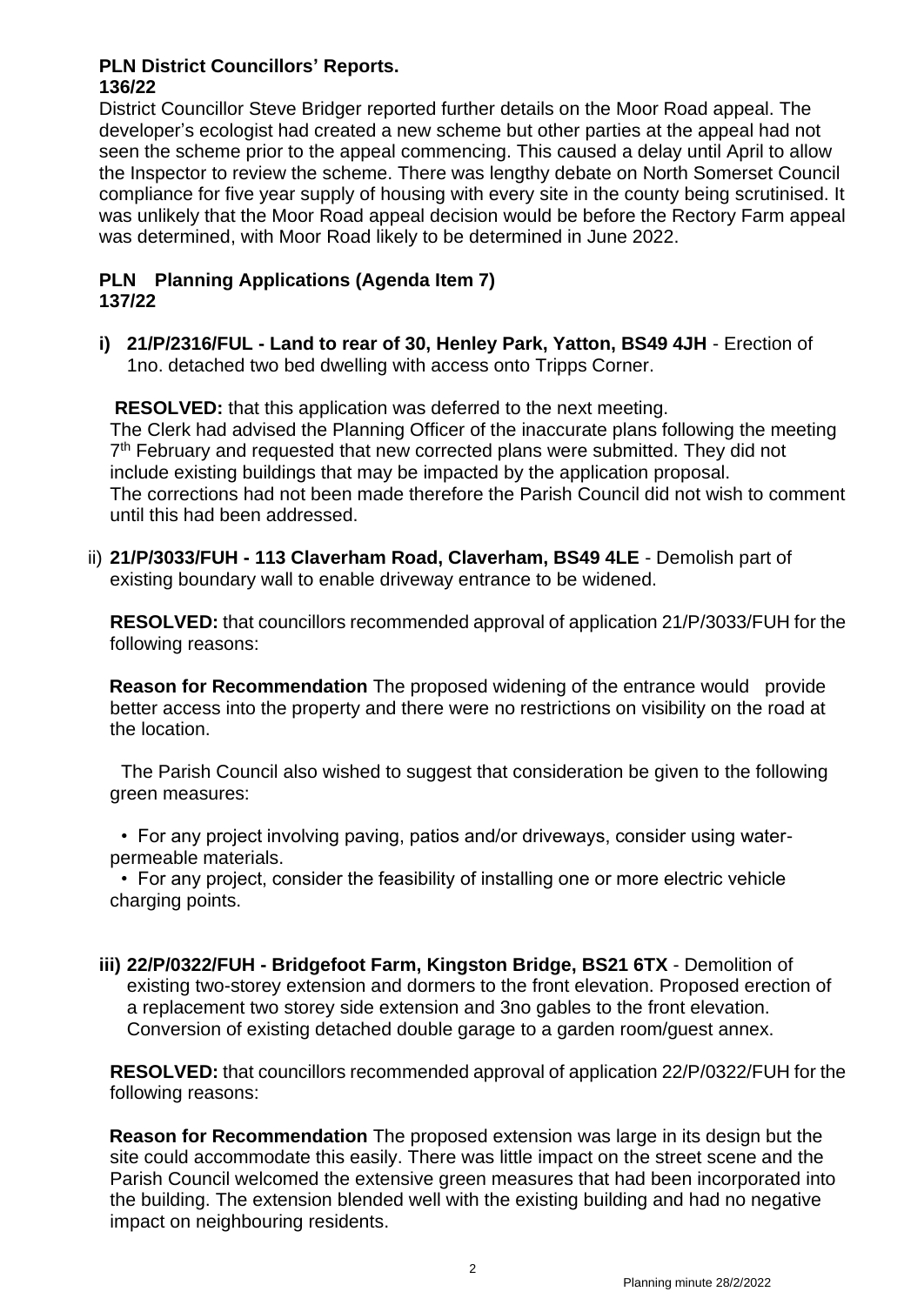**PLN District Councillors' Reports.**
**136/22**

District Councillor Steve Bridger reported further details on the Moor Road appeal. The developer's ecologist had created a new scheme but other parties at the appeal had not seen the scheme prior to the appeal commencing. This caused a delay until April to allow the Inspector to review the scheme. There was lengthy debate on North Somerset Council compliance for five year supply of housing with every site in the county being scrutinised. It was unlikely that the Moor Road appeal decision would be before the Rectory Farm appeal was determined, with Moor Road likely to be determined in June 2022.

**PLN Planning Applications (Agenda Item 7)**
**137/22**

**i) 21/P/2316/FUL - Land to rear of 30, Henley Park, Yatton, BS49 4JH** - Erection of 1no. detached two bed dwelling with access onto Tripps Corner.

**RESOLVED:** that this application was deferred to the next meeting.
The Clerk had advised the Planning Officer of the inaccurate plans following the meeting 7th February and requested that new corrected plans were submitted. They did not include existing buildings that may be impacted by the application proposal.
The corrections had not been made therefore the Parish Council did not wish to comment until this had been addressed.

ii) **21/P/3033/FUH - 113 Claverham Road, Claverham, BS49 4LE** - Demolish part of existing boundary wall to enable driveway entrance to be widened.

**RESOLVED:** that councillors recommended approval of application 21/P/3033/FUH for the following reasons:

**Reason for Recommendation** The proposed widening of the entrance would provide better access into the property and there were no restrictions on visibility on the road at the location.

The Parish Council also wished to suggest that consideration be given to the following green measures:

- For any project involving paving, patios and/or driveways, consider using water-permeable materials.
- For any project, consider the feasibility of installing one or more electric vehicle charging points.

**iii) 22/P/0322/FUH - Bridgefoot Farm, Kingston Bridge, BS21 6TX** - Demolition of existing two-storey extension and dormers to the front elevation. Proposed erection of a replacement two storey side extension and 3no gables to the front elevation. Conversion of existing detached double garage to a garden room/guest annex.

**RESOLVED:** that councillors recommended approval of application 22/P/0322/FUH for the following reasons:

**Reason for Recommendation** The proposed extension was large in its design but the site could accommodate this easily. There was little impact on the street scene and the Parish Council welcomed the extensive green measures that had been incorporated into the building. The extension blended well with the existing building and had no negative impact on neighbouring residents.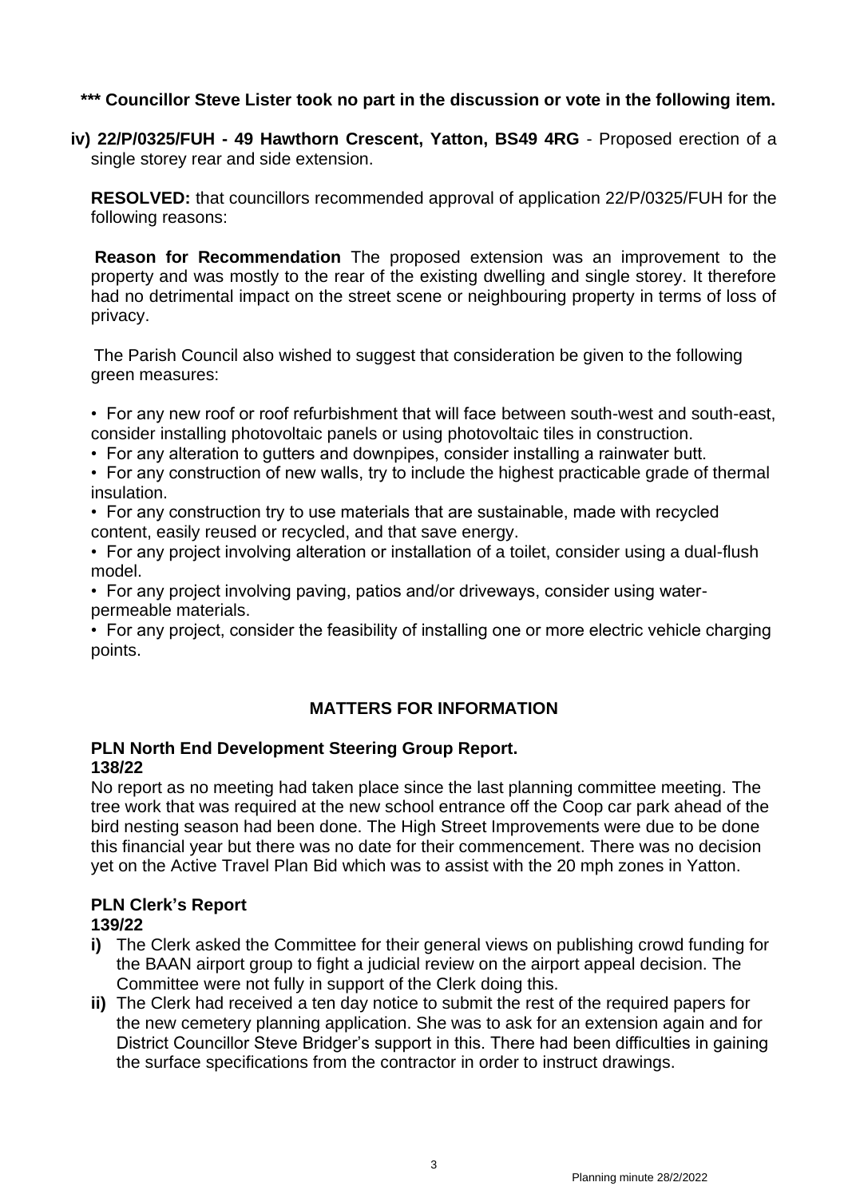**\*\*\* Councillor Steve Lister took no part in the discussion or vote in the following item.**

**iv) 22/P/0325/FUH - 49 Hawthorn Crescent, Yatton, BS49 4RG** - Proposed erection of a single storey rear and side extension.

**RESOLVED:** that councillors recommended approval of application 22/P/0325/FUH for the following reasons:

**Reason for Recommendation** The proposed extension was an improvement to the property and was mostly to the rear of the existing dwelling and single storey. It therefore had no detrimental impact on the street scene or neighbouring property in terms of loss of privacy.

The Parish Council also wished to suggest that consideration be given to the following green measures:

- For any new roof or roof refurbishment that will face between south-west and south-east, consider installing photovoltaic panels or using photovoltaic tiles in construction.
- For any alteration to gutters and downpipes, consider installing a rainwater butt.
- For any construction of new walls, try to include the highest practicable grade of thermal insulation.
- For any construction try to use materials that are sustainable, made with recycled content, easily reused or recycled, and that save energy.
- For any project involving alteration or installation of a toilet, consider using a dual-flush model.
- For any project involving paving, patios and/or driveways, consider using water-permeable materials.
- For any project, consider the feasibility of installing one or more electric vehicle charging points.

## MATTERS FOR INFORMATION

### PLN North End Development Steering Group Report.
**138/22**

No report as no meeting had taken place since the last planning committee meeting. The tree work that was required at the new school entrance off the Coop car park ahead of the bird nesting season had been done. The High Street Improvements were due to be done this financial year but there was no date for their commencement. There was no decision yet on the Active Travel Plan Bid which was to assist with the 20 mph zones in Yatton.

### PLN Clerk's Report
**139/22**

**i)** The Clerk asked the Committee for their general views on publishing crowd funding for the BAAN airport group to fight a judicial review on the airport appeal decision. The Committee were not fully in support of the Clerk doing this.

**ii)** The Clerk had received a ten day notice to submit the rest of the required papers for the new cemetery planning application. She was to ask for an extension again and for District Councillor Steve Bridger's support in this. There had been difficulties in gaining the surface specifications from the contractor in order to instruct drawings.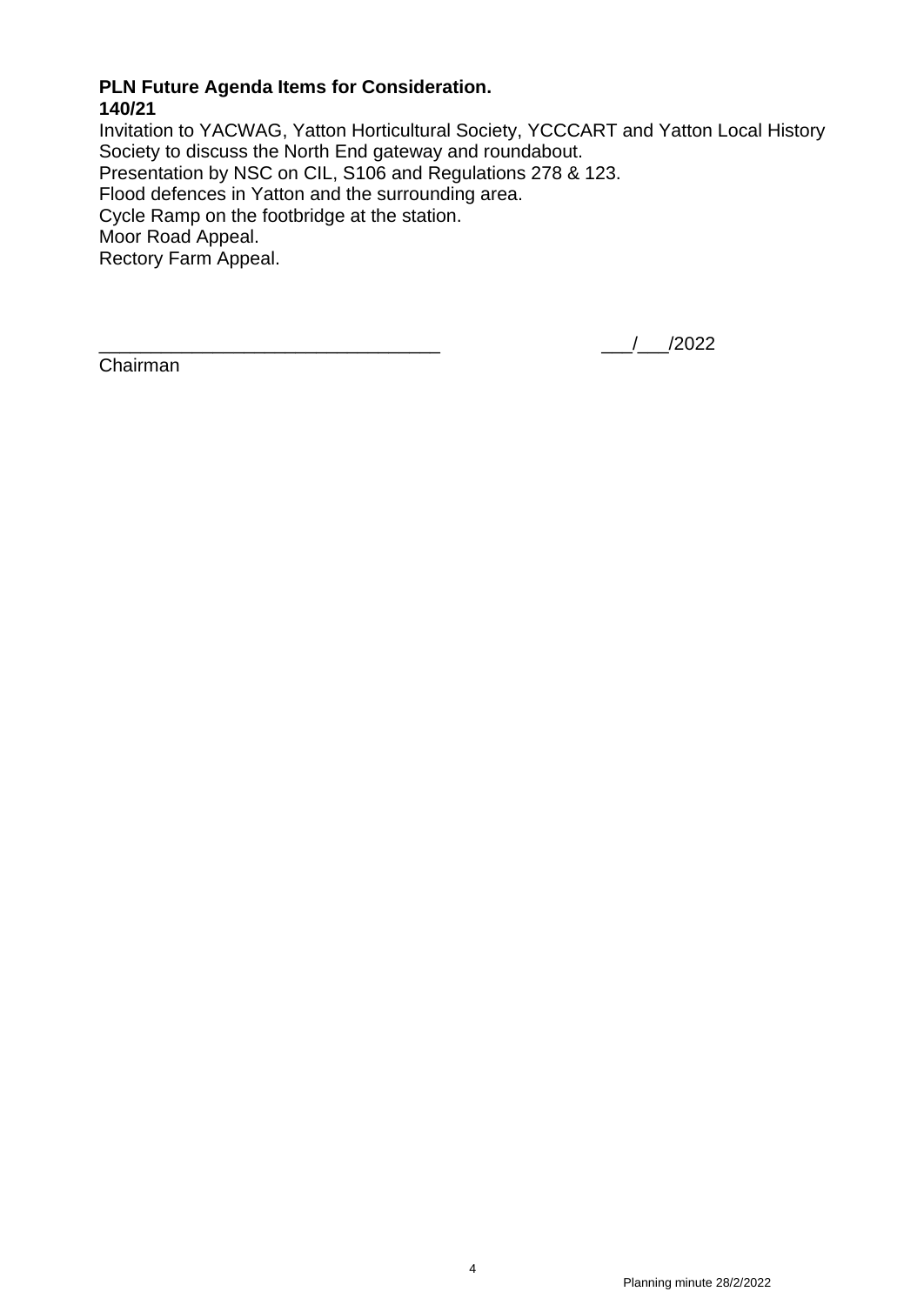**PLN Future Agenda Items for Consideration.**
**140/21**

Invitation to YACWAG, Yatton Horticultural Society, YCCCART and Yatton Local History Society to discuss the North End gateway and roundabout.
Presentation by NSC on CIL, S106 and Regulations 278 & 123.
Flood defences in Yatton and the surrounding area.
Cycle Ramp on the footbridge at the station.
Moor Road Appeal.
Rectory Farm Appeal.

________________________________ ___/___/2022
Chairman